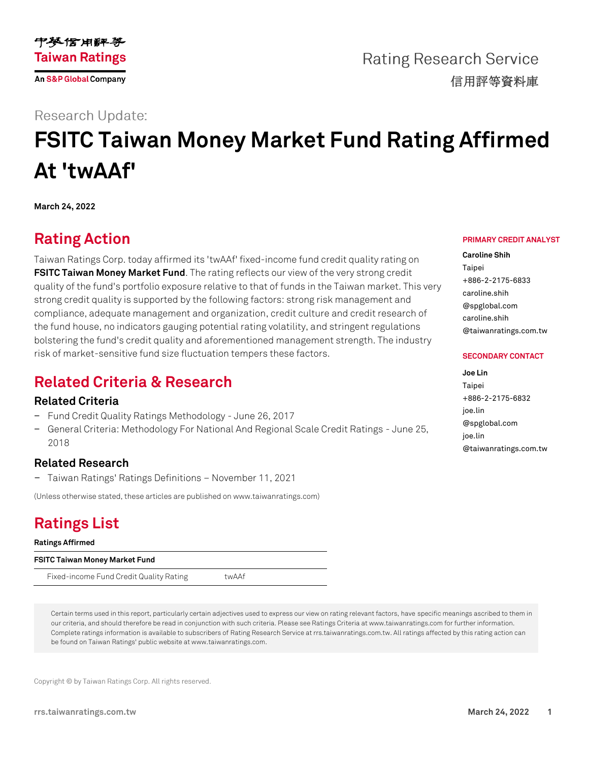Research Update:

# FSITC Taiwan Money Market Fund Rating Affirmed At 'twAAf'

**March 24, 2022**

## Rating Action

Taiwan Ratings Corp. today affirmed its 'twAAf' fixed-income fund credit quality rating on **FSITC Taiwan Money Market Fund**. The rating reflects our view of the very strong credit quality of the fund's portfolio exposure relative to that of funds in the Taiwan market. This very strong credit quality is supported by the following factors: strong risk management and compliance, adequate management and organization, credit culture and credit research of the fund house, no indicators gauging potential rating volatility, and stringent regulations bolstering the fund's credit quality and aforementioned management strength. The industry risk of market-sensitive fund size fluctuation tempers these factors.

**PRIMARY CREDIT ANALYST**

**Caroline Shih**
Taipei
+886-2-2175-6833
caroline.shih@spglobal.com
caroline.shih@taiwanratings.com.tw

**SECONDARY CONTACT**

**Joe Lin**
Taipei
+886-2-2175-6832
joe.lin@spglobal.com
joe.lin@taiwanratings.com.tw

## Related Criteria & Research

### Related Criteria

- Fund Credit Quality Ratings Methodology - June 26, 2017
- General Criteria: Methodology For National And Regional Scale Credit Ratings - June 25, 2018

### Related Research

- Taiwan Ratings' Ratings Definitions – November 11, 2021

(Unless otherwise stated, these articles are published on www.taiwanratings.com)

## Ratings List

**Ratings Affirmed**

| **FSITC Taiwan Money Market Fund** | |
|---|---|
| Fixed-income Fund Credit Quality Rating | twAAf |

Certain terms used in this report, particularly certain adjectives used to express our view on rating relevant factors, have specific meanings ascribed to them in our criteria, and should therefore be read in conjunction with such criteria. Please see Ratings Criteria at www.taiwanratings.com for further information. Complete ratings information is available to subscribers of Rating Research Service at rrs.taiwanratings.com.tw. All ratings affected by this rating action can be found on Taiwan Ratings' public website at www.taiwanratings.com.

Copyright © by Taiwan Ratings Corp. All rights reserved.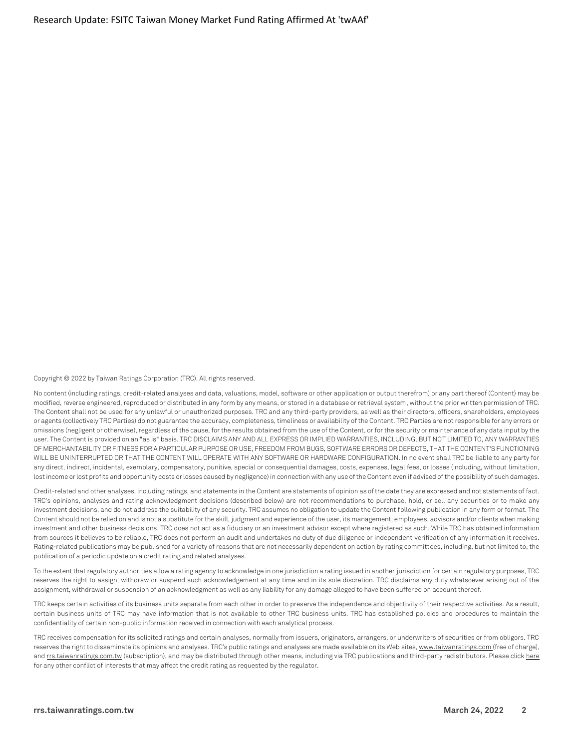Copyright © 2022 by Taiwan Ratings Corporation (TRC). All rights reserved.

No content (including ratings, credit-related analyses and data, valuations, model, software or other application or output therefrom) or any part thereof (Content) may be modified, reverse engineered, reproduced or distributed in any form by any means, or stored in a database or retrieval system, without the prior written permission of TRC. The Content shall not be used for any unlawful or unauthorized purposes. TRC and any third-party providers, as well as their directors, officers, shareholders, employees or agents (collectively TRC Parties) do not guarantee the accuracy, completeness, timeliness or availability of the Content. TRC Parties are not responsible for any errors or omissions (negligent or otherwise), regardless of the cause, for the results obtained from the use of the Content, or for the security or maintenance of any data input by the user. The Content is provided on an "as is" basis. TRC DISCLAIMS ANY AND ALL EXPRESS OR IMPLIED WARRANTIES, INCLUDING, BUT NOT LIMITED TO, ANY WARRANTIES OF MERCHANTABILITY OR FITNESS FOR A PARTICULAR PURPOSE OR USE, FREEDOM FROM BUGS, SOFTWARE ERRORS OR DEFECTS, THAT THE CONTENT'S FUNCTIONING WILL BE UNINTERRUPTED OR THAT THE CONTENT WILL OPERATE WITH ANY SOFTWARE OR HARDWARE CONFIGURATION. In no event shall TRC be liable to any party for any direct, indirect, incidental, exemplary, compensatory, punitive, special or consequential damages, costs, expenses, legal fees, or losses (including, without limitation, lost income or lost profits and opportunity costs or losses caused by negligence) in connection with any use of the Content even if advised of the possibility of such damages.

Credit-related and other analyses, including ratings, and statements in the Content are statements of opinion as of the date they are expressed and not statements of fact. TRC's opinions, analyses and rating acknowledgment decisions (described below) are not recommendations to purchase, hold, or sell any securities or to make any investment decisions, and do not address the suitability of any security. TRC assumes no obligation to update the Content following publication in any form or format. The Content should not be relied on and is not a substitute for the skill, judgment and experience of the user, its management, employees, advisors and/or clients when making investment and other business decisions. TRC does not act as a fiduciary or an investment advisor except where registered as such. While TRC has obtained information from sources it believes to be reliable, TRC does not perform an audit and undertakes no duty of due diligence or independent verification of any information it receives. Rating-related publications may be published for a variety of reasons that are not necessarily dependent on action by rating committees, including, but not limited to, the publication of a periodic update on a credit rating and related analyses.

To the extent that regulatory authorities allow a rating agency to acknowledge in one jurisdiction a rating issued in another jurisdiction for certain regulatory purposes, TRC reserves the right to assign, withdraw or suspend such acknowledgement at any time and in its sole discretion. TRC disclaims any duty whatsoever arising out of the assignment, withdrawal or suspension of an acknowledgment as well as any liability for any damage alleged to have been suffered on account thereof.

TRC keeps certain activities of its business units separate from each other in order to preserve the independence and objectivity of their respective activities. As a result, certain business units of TRC may have information that is not available to other TRC business units. TRC has established policies and procedures to maintain the confidentiality of certain non-public information received in connection with each analytical process.

TRC receives compensation for its solicited ratings and certain analyses, normally from issuers, originators, arrangers, or underwriters of securities or from obligors. TRC reserves the right to disseminate its opinions and analyses. TRC's public ratings and analyses are made available on its Web sites, www.taiwanratings.com (free of charge), and rrs.taiwanratings.com.tw (subscription), and may be distributed through other means, including via TRC publications and third-party redistributors. Please click here for any other conflict of interests that may affect the credit rating as requested by the regulator.